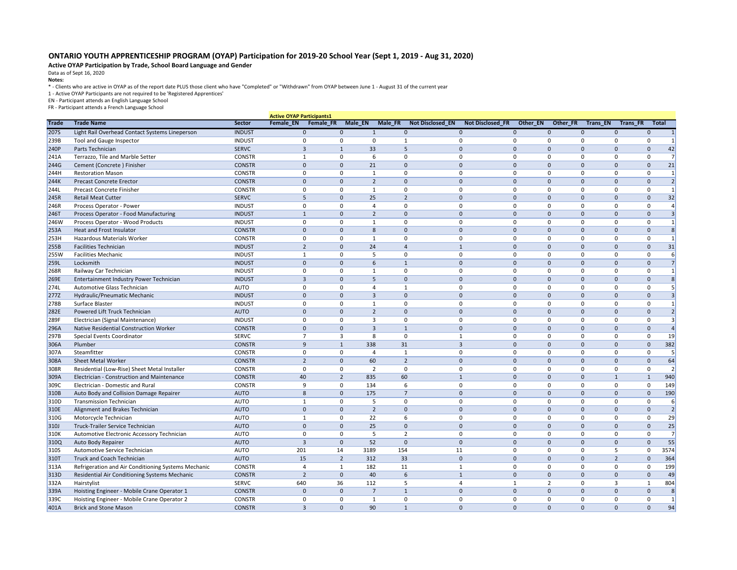## ONTARIO YOUTH APPRENTICESHIP PROGRAM (OYAP) Participation for 2019-20 School Year (Sept 1, 2019 - Aug 31, 2020)

**Active OYAP Participation by Trade, School Board Language and Gender**

Data as of Sept 16, 2020

**Notes:**

* - Clients who are active in OYAP as of the report date PLUS those client who have "Completed" or "Withdrawn" from OYAP between June 1 - August 31 of the current year

1 - Active OYAP Participants are not required to be 'Registered Apprentices'

EN - Participant attends an English Language School

FR - Participant attends a French Language School

| | | | Active OYAP Participants1 | | | | | | | | | | |
|---|---|---|---|---|---|---|---|---|---|---|---|---|---|
| **Trade** | **Trade Name** | **Sector** | **Female_EN** | **Female_FR** | **Male_EN** | **Male_FR** | **Not Disclosed_EN** | **Not Disclosed_FR** | **Other_EN** | **Other_FR** | **Trans_EN** | **Trans_FR** | **Total** |
| 207S | Light Rail Overhead Contact Systems Lineperson | INDUST | 0 | 0 | 1 | 0 | 0 | 0 | 0 | 0 | 0 | 0 | 1 |
| 239B | Tool and Gauge Inspector | INDUST | 0 | 0 | 0 | 1 | 0 | 0 | 0 | 0 | 0 | 0 | 1 |
| 240P | Parts Technician | SERVC | 3 | 1 | 33 | 5 | 0 | 0 | 0 | 0 | 0 | 0 | 42 |
| 241A | Terrazzo, Tile and Marble Setter | CONSTR | 1 | 0 | 6 | 0 | 0 | 0 | 0 | 0 | 0 | 0 | 7 |
| 244G | Cement (Concrete ) Finisher | CONSTR | 0 | 0 | 21 | 0 | 0 | 0 | 0 | 0 | 0 | 0 | 21 |
| 244H | Restoration Mason | CONSTR | 0 | 0 | 1 | 0 | 0 | 0 | 0 | 0 | 0 | 0 | 1 |
| 244K | Precast Concrete Erector | CONSTR | 0 | 0 | 2 | 0 | 0 | 0 | 0 | 0 | 0 | 0 | 2 |
| 244L | Precast Concrete Finisher | CONSTR | 0 | 0 | 1 | 0 | 0 | 0 | 0 | 0 | 0 | 0 | 1 |
| 245R | Retail Meat Cutter | SERVC | 5 | 0 | 25 | 2 | 0 | 0 | 0 | 0 | 0 | 0 | 32 |
| 246R | Process Operator - Power | INDUST | 0 | 0 | 4 | 0 | 0 | 0 | 0 | 0 | 0 | 0 | 4 |
| 246T | Process Operator - Food Manufacturing | INDUST | 1 | 0 | 2 | 0 | 0 | 0 | 0 | 0 | 0 | 0 | 3 |
| 246W | Process Operator - Wood Products | INDUST | 0 | 0 | 1 | 0 | 0 | 0 | 0 | 0 | 0 | 0 | 1 |
| 253A | Heat and Frost Insulator | CONSTR | 0 | 0 | 8 | 0 | 0 | 0 | 0 | 0 | 0 | 0 | 8 |
| 253H | Hazardous Materials Worker | CONSTR | 0 | 0 | 1 | 0 | 0 | 0 | 0 | 0 | 0 | 0 | 1 |
| 255B | Facilities Technician | INDUST | 2 | 0 | 24 | 4 | 1 | 0 | 0 | 0 | 0 | 0 | 31 |
| 255W | Facilities Mechanic | INDUST | 1 | 0 | 5 | 0 | 0 | 0 | 0 | 0 | 0 | 0 | 6 |
| 259L | Locksmith | INDUST | 0 | 0 | 6 | 1 | 0 | 0 | 0 | 0 | 0 | 0 | 7 |
| 268R | Railway Car Technician | INDUST | 0 | 0 | 1 | 0 | 0 | 0 | 0 | 0 | 0 | 0 | 1 |
| 269E | Entertainment Industry Power Technician | INDUST | 3 | 0 | 5 | 0 | 0 | 0 | 0 | 0 | 0 | 0 | 8 |
| 274L | Automotive Glass Technician | AUTO | 0 | 0 | 4 | 1 | 0 | 0 | 0 | 0 | 0 | 0 | 5 |
| 277Z | Hydraulic/Pneumatic Mechanic | INDUST | 0 | 0 | 3 | 0 | 0 | 0 | 0 | 0 | 0 | 0 | 3 |
| 278B | Surface Blaster | INDUST | 0 | 0 | 1 | 0 | 0 | 0 | 0 | 0 | 0 | 0 | 1 |
| 282E | Powered Lift Truck Technician | AUTO | 0 | 0 | 2 | 0 | 0 | 0 | 0 | 0 | 0 | 0 | 2 |
| 289F | Electrician (Signal Maintenance) | INDUST | 0 | 0 | 3 | 0 | 0 | 0 | 0 | 0 | 0 | 0 | 3 |
| 296A | Native Residential Construction Worker | CONSTR | 0 | 0 | 3 | 1 | 0 | 0 | 0 | 0 | 0 | 0 | 4 |
| 297B | Special Events Coordinator | SERVC | 7 | 3 | 8 | 0 | 1 | 0 | 0 | 0 | 0 | 0 | 19 |
| 306A | Plumber | CONSTR | 9 | 1 | 338 | 31 | 3 | 0 | 0 | 0 | 0 | 0 | 382 |
| 307A | Steamfitter | CONSTR | 0 | 0 | 4 | 1 | 0 | 0 | 0 | 0 | 0 | 0 | 5 |
| 308A | Sheet Metal Worker | CONSTR | 2 | 0 | 60 | 2 | 0 | 0 | 0 | 0 | 0 | 0 | 64 |
| 308R | Residential (Low-Rise) Sheet Metal Installer | CONSTR | 0 | 0 | 2 | 0 | 0 | 0 | 0 | 0 | 0 | 0 | 2 |
| 309A | Electrician - Construction and Maintenance | CONSTR | 40 | 2 | 835 | 60 | 1 | 0 | 0 | 0 | 1 | 1 | 940 |
| 309C | Electrician - Domestic and Rural | CONSTR | 9 | 0 | 134 | 6 | 0 | 0 | 0 | 0 | 0 | 0 | 149 |
| 310B | Auto Body and Collision Damage Repairer | AUTO | 8 | 0 | 175 | 7 | 0 | 0 | 0 | 0 | 0 | 0 | 190 |
| 310D | Transmission Technician | AUTO | 1 | 0 | 5 | 0 | 0 | 0 | 0 | 0 | 0 | 0 | 6 |
| 310E | Alignment and Brakes Technician | AUTO | 0 | 0 | 2 | 0 | 0 | 0 | 0 | 0 | 0 | 0 | 2 |
| 310G | Motorcycle Technician | AUTO | 1 | 0 | 22 | 6 | 0 | 0 | 0 | 0 | 0 | 0 | 29 |
| 310J | Truck-Trailer Service Technician | AUTO | 0 | 0 | 25 | 0 | 0 | 0 | 0 | 0 | 0 | 0 | 25 |
| 310K | Automotive Electronic Accessory Technician | AUTO | 0 | 0 | 5 | 2 | 0 | 0 | 0 | 0 | 0 | 0 | 7 |
| 310Q | Auto Body Repairer | AUTO | 3 | 0 | 52 | 0 | 0 | 0 | 0 | 0 | 0 | 0 | 55 |
| 310S | Automotive Service Technician | AUTO | 201 | 14 | 3189 | 154 | 11 | 0 | 0 | 0 | 5 | 0 | 3574 |
| 310T | Truck and Coach Technician | AUTO | 15 | 2 | 312 | 33 | 0 | 0 | 0 | 0 | 2 | 0 | 364 |
| 313A | Refrigeration and Air Conditioning Systems Mechanic | CONSTR | 4 | 1 | 182 | 11 | 1 | 0 | 0 | 0 | 0 | 0 | 199 |
| 313D | Residential Air Conditioning Systems Mechanic | CONSTR | 2 | 0 | 40 | 6 | 1 | 0 | 0 | 0 | 0 | 0 | 49 |
| 332A | Hairstylist | SERVC | 640 | 36 | 112 | 5 | 4 | 1 | 2 | 0 | 3 | 1 | 804 |
| 339A | Hoisting Engineer - Mobile Crane Operator 1 | CONSTR | 0 | 0 | 7 | 1 | 0 | 0 | 0 | 0 | 0 | 0 | 8 |
| 339C | Hoisting Engineer - Mobile Crane Operator 2 | CONSTR | 0 | 0 | 1 | 0 | 0 | 0 | 0 | 0 | 0 | 0 | 1 |
| 401A | Brick and Stone Mason | CONSTR | 3 | 0 | 90 | 1 | 0 | 0 | 0 | 0 | 0 | 0 | 94 |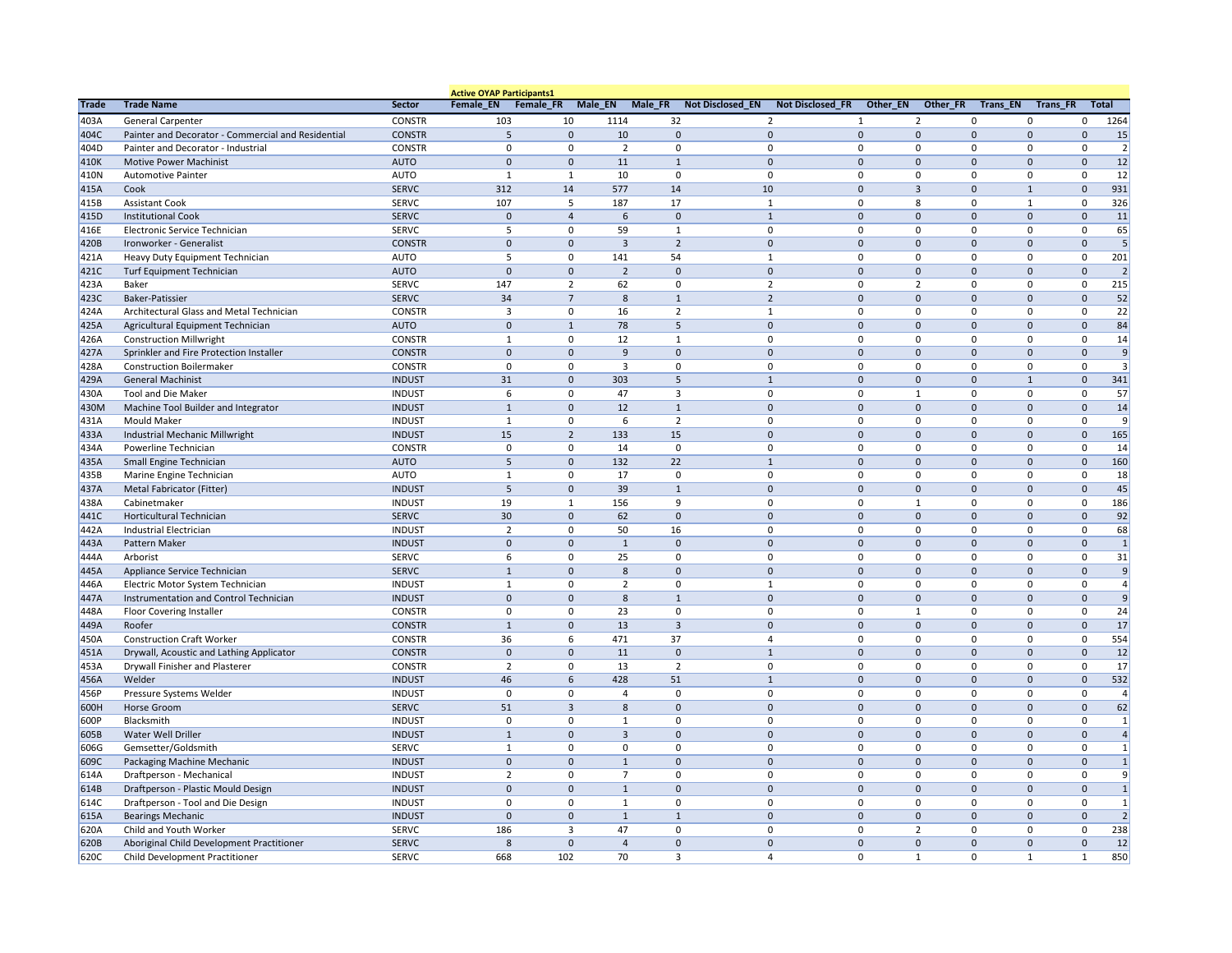| Trade | Trade Name | Sector | Active OYAP Participants1 | | | | | | | | | | |
|---|---|---|---|---|---|---|---|---|---|---|---|---|---|
| | | | Female_EN | Female_FR | Male_EN | Male_FR | Not Disclosed_EN | Not Disclosed_FR | Other_EN | Other_FR | Trans_EN | Trans_FR | Total |
| 403A | General Carpenter | CONSTR | 103 | 10 | 1114 | 32 | 2 | 1 | 2 | 0 | 0 | 0 | 1264 |
| 404C | Painter and Decorator - Commercial and Residential | CONSTR | 5 | 0 | 10 | 0 | 0 | 0 | 0 | 0 | 0 | 0 | 15 |
| 404D | Painter and Decorator - Industrial | CONSTR | 0 | 0 | 2 | 0 | 0 | 0 | 0 | 0 | 0 | 0 | 2 |
| 410K | Motive Power Machinist | AUTO | 0 | 0 | 11 | 1 | 0 | 0 | 0 | 0 | 0 | 0 | 12 |
| 410N | Automotive Painter | AUTO | 1 | 1 | 10 | 0 | 0 | 0 | 0 | 0 | 0 | 0 | 12 |
| 415A | Cook | SERVC | 312 | 14 | 577 | 14 | 10 | 0 | 3 | 0 | 1 | 0 | 931 |
| 415B | Assistant Cook | SERVC | 107 | 5 | 187 | 17 | 1 | 0 | 8 | 0 | 1 | 0 | 326 |
| 415D | Institutional Cook | SERVC | 0 | 4 | 6 | 0 | 1 | 0 | 0 | 0 | 0 | 0 | 11 |
| 416E | Electronic Service Technician | SERVC | 5 | 0 | 59 | 1 | 0 | 0 | 0 | 0 | 0 | 0 | 65 |
| 420B | Ironworker - Generalist | CONSTR | 0 | 0 | 3 | 2 | 0 | 0 | 0 | 0 | 0 | 0 | 5 |
| 421A | Heavy Duty Equipment Technician | AUTO | 5 | 0 | 141 | 54 | 1 | 0 | 0 | 0 | 0 | 0 | 201 |
| 421C | Turf Equipment Technician | AUTO | 0 | 0 | 2 | 0 | 0 | 0 | 0 | 0 | 0 | 0 | 2 |
| 423A | Baker | SERVC | 147 | 2 | 62 | 0 | 2 | 0 | 2 | 0 | 0 | 0 | 215 |
| 423C | Baker-Patissier | SERVC | 34 | 7 | 8 | 1 | 2 | 0 | 0 | 0 | 0 | 0 | 52 |
| 424A | Architectural Glass and Metal Technician | CONSTR | 3 | 0 | 16 | 2 | 1 | 0 | 0 | 0 | 0 | 0 | 22 |
| 425A | Agricultural Equipment Technician | AUTO | 0 | 1 | 78 | 5 | 0 | 0 | 0 | 0 | 0 | 0 | 84 |
| 426A | Construction Millwright | CONSTR | 1 | 0 | 12 | 1 | 0 | 0 | 0 | 0 | 0 | 0 | 14 |
| 427A | Sprinkler and Fire Protection Installer | CONSTR | 0 | 0 | 9 | 0 | 0 | 0 | 0 | 0 | 0 | 0 | 9 |
| 428A | Construction Boilermaker | CONSTR | 0 | 0 | 3 | 0 | 0 | 0 | 0 | 0 | 0 | 0 | 3 |
| 429A | General Machinist | INDUST | 31 | 0 | 303 | 5 | 1 | 0 | 0 | 0 | 1 | 0 | 341 |
| 430A | Tool and Die Maker | INDUST | 6 | 0 | 47 | 3 | 0 | 0 | 1 | 0 | 0 | 0 | 57 |
| 430M | Machine Tool Builder and Integrator | INDUST | 1 | 0 | 12 | 1 | 0 | 0 | 0 | 0 | 0 | 0 | 14 |
| 431A | Mould Maker | INDUST | 1 | 0 | 6 | 2 | 0 | 0 | 0 | 0 | 0 | 0 | 9 |
| 433A | Industrial Mechanic Millwright | INDUST | 15 | 2 | 133 | 15 | 0 | 0 | 0 | 0 | 0 | 0 | 165 |
| 434A | Powerline Technician | CONSTR | 0 | 0 | 14 | 0 | 0 | 0 | 0 | 0 | 0 | 0 | 14 |
| 435A | Small Engine Technician | AUTO | 5 | 0 | 132 | 22 | 1 | 0 | 0 | 0 | 0 | 0 | 160 |
| 435B | Marine Engine Technician | AUTO | 1 | 0 | 17 | 0 | 0 | 0 | 0 | 0 | 0 | 0 | 18 |
| 437A | Metal Fabricator (Fitter) | INDUST | 5 | 0 | 39 | 1 | 0 | 0 | 0 | 0 | 0 | 0 | 45 |
| 438A | Cabinetmaker | INDUST | 19 | 1 | 156 | 9 | 0 | 0 | 1 | 0 | 0 | 0 | 186 |
| 441C | Horticultural Technician | SERVC | 30 | 0 | 62 | 0 | 0 | 0 | 0 | 0 | 0 | 0 | 92 |
| 442A | Industrial Electrician | INDUST | 2 | 0 | 50 | 16 | 0 | 0 | 0 | 0 | 0 | 0 | 68 |
| 443A | Pattern Maker | INDUST | 0 | 0 | 1 | 0 | 0 | 0 | 0 | 0 | 0 | 0 | 1 |
| 444A | Arborist | SERVC | 6 | 0 | 25 | 0 | 0 | 0 | 0 | 0 | 0 | 0 | 31 |
| 445A | Appliance Service Technician | SERVC | 1 | 0 | 8 | 0 | 0 | 0 | 0 | 0 | 0 | 0 | 9 |
| 446A | Electric Motor System Technician | INDUST | 1 | 0 | 2 | 0 | 1 | 0 | 0 | 0 | 0 | 0 | 4 |
| 447A | Instrumentation and Control Technician | INDUST | 0 | 0 | 8 | 1 | 0 | 0 | 0 | 0 | 0 | 0 | 9 |
| 448A | Floor Covering Installer | CONSTR | 0 | 0 | 23 | 0 | 0 | 0 | 1 | 0 | 0 | 0 | 24 |
| 449A | Roofer | CONSTR | 1 | 0 | 13 | 3 | 0 | 0 | 0 | 0 | 0 | 0 | 17 |
| 450A | Construction Craft Worker | CONSTR | 36 | 6 | 471 | 37 | 4 | 0 | 0 | 0 | 0 | 0 | 554 |
| 451A | Drywall, Acoustic and Lathing Applicator | CONSTR | 0 | 0 | 11 | 0 | 1 | 0 | 0 | 0 | 0 | 0 | 12 |
| 453A | Drywall Finisher and Plasterer | CONSTR | 2 | 0 | 13 | 2 | 0 | 0 | 0 | 0 | 0 | 0 | 17 |
| 456A | Welder | INDUST | 46 | 6 | 428 | 51 | 1 | 0 | 0 | 0 | 0 | 0 | 532 |
| 456P | Pressure Systems Welder | INDUST | 0 | 0 | 4 | 0 | 0 | 0 | 0 | 0 | 0 | 0 | 4 |
| 600H | Horse Groom | SERVC | 51 | 3 | 8 | 0 | 0 | 0 | 0 | 0 | 0 | 0 | 62 |
| 600P | Blacksmith | INDUST | 0 | 0 | 1 | 0 | 0 | 0 | 0 | 0 | 0 | 0 | 1 |
| 605B | Water Well Driller | INDUST | 1 | 0 | 3 | 0 | 0 | 0 | 0 | 0 | 0 | 0 | 4 |
| 606G | Gemsetter/Goldsmith | SERVC | 1 | 0 | 0 | 0 | 0 | 0 | 0 | 0 | 0 | 0 | 1 |
| 609C | Packaging Machine Mechanic | INDUST | 0 | 0 | 1 | 0 | 0 | 0 | 0 | 0 | 0 | 0 | 1 |
| 614A | Draftperson - Mechanical | INDUST | 2 | 0 | 7 | 0 | 0 | 0 | 0 | 0 | 0 | 0 | 9 |
| 614B | Draftperson - Plastic Mould Design | INDUST | 0 | 0 | 1 | 0 | 0 | 0 | 0 | 0 | 0 | 0 | 1 |
| 614C | Draftperson - Tool and Die Design | INDUST | 0 | 0 | 1 | 0 | 0 | 0 | 0 | 0 | 0 | 0 | 1 |
| 615A | Bearings Mechanic | INDUST | 0 | 0 | 1 | 1 | 0 | 0 | 0 | 0 | 0 | 0 | 2 |
| 620A | Child and Youth Worker | SERVC | 186 | 3 | 47 | 0 | 0 | 0 | 2 | 0 | 0 | 0 | 238 |
| 620B | Aboriginal Child Development Practitioner | SERVC | 8 | 0 | 4 | 0 | 0 | 0 | 0 | 0 | 0 | 0 | 12 |
| 620C | Child Development Practitioner | SERVC | 668 | 102 | 70 | 3 | 4 | 0 | 1 | 0 | 1 | 1 | 850 |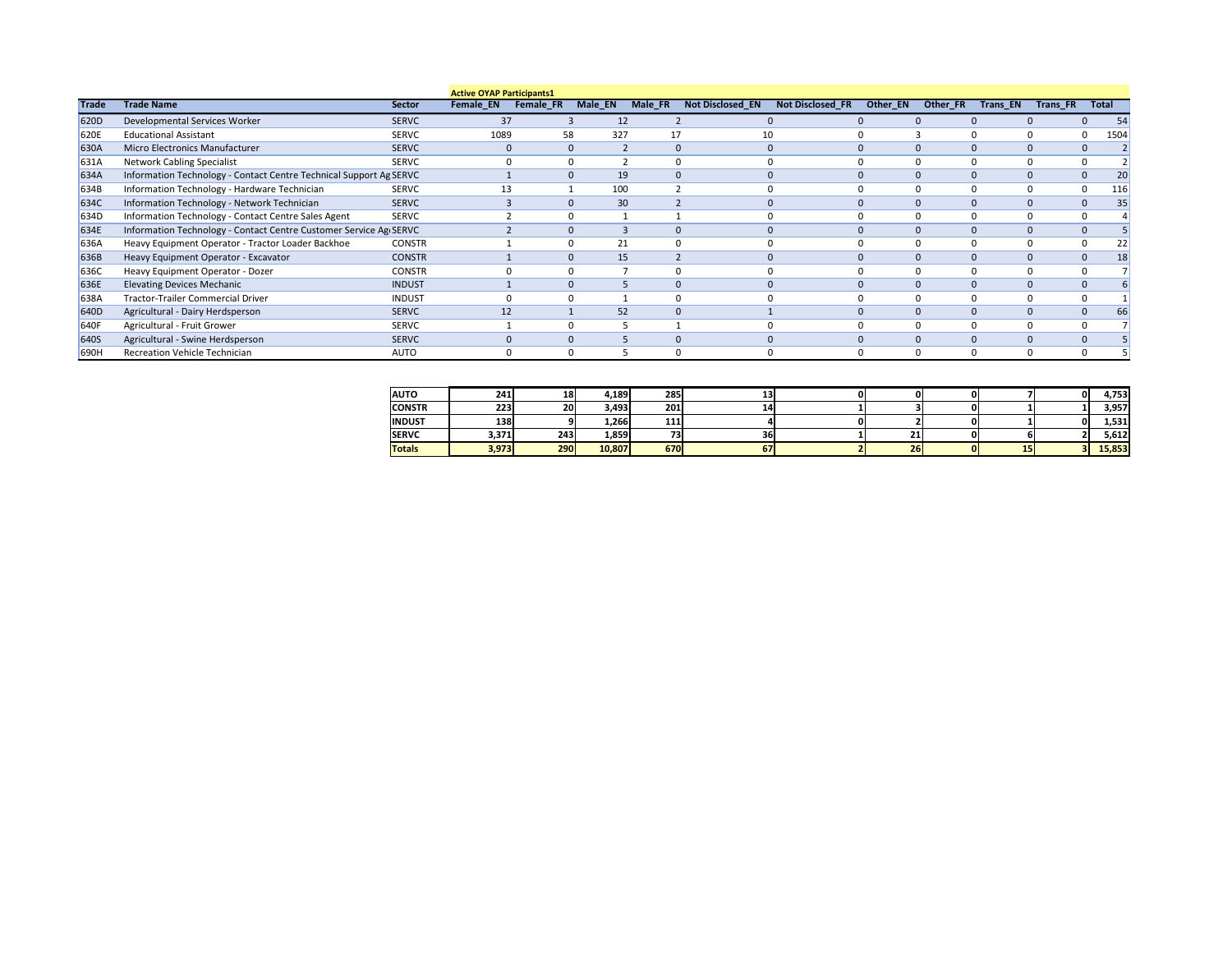| | | | Active OYAP Participants1 | | | | | | | | | | |
|---|---|---|---|---|---|---|---|---|---|---|---|---|---|
| **Trade** | **Trade Name** | **Sector** | **Female_EN** | **Female_FR** | **Male_EN** | **Male_FR** | **Not Disclosed_EN** | **Not Disclosed_FR** | **Other_EN** | **Other_FR** | **Trans_EN** | **Trans_FR** | **Total** |
| 620D | Developmental Services Worker | SERVC | 37 | 3 | 12 | 2 | 0 | 0 | 0 | 0 | 0 | 0 | 54 |
| 620E | Educational Assistant | SERVC | 1089 | 58 | 327 | 17 | 10 | 0 | 3 | 0 | 0 | 0 | 1504 |
| 630A | Micro Electronics Manufacturer | SERVC | 0 | 0 | 2 | 0 | 0 | 0 | 0 | 0 | 0 | 0 | 2 |
| 631A | Network Cabling Specialist | SERVC | 0 | 0 | 2 | 0 | 0 | 0 | 0 | 0 | 0 | 0 | 2 |
| 634A | Information Technology - Contact Centre Technical Support Ag | SERVC | 1 | 0 | 19 | 0 | 0 | 0 | 0 | 0 | 0 | 0 | 20 |
| 634B | Information Technology - Hardware Technician | SERVC | 13 | 1 | 100 | 2 | 0 | 0 | 0 | 0 | 0 | 0 | 116 |
| 634C | Information Technology - Network Technician | SERVC | 3 | 0 | 30 | 2 | 0 | 0 | 0 | 0 | 0 | 0 | 35 |
| 634D | Information Technology - Contact Centre Sales Agent | SERVC | 2 | 0 | 1 | 1 | 0 | 0 | 0 | 0 | 0 | 0 | 4 |
| 634E | Information Technology - Contact Centre Customer Service Ag | SERVC | 2 | 0 | 3 | 0 | 0 | 0 | 0 | 0 | 0 | 0 | 5 |
| 636A | Heavy Equipment Operator - Tractor Loader Backhoe | CONSTR | 1 | 0 | 21 | 0 | 0 | 0 | 0 | 0 | 0 | 0 | 22 |
| 636B | Heavy Equipment Operator - Excavator | CONSTR | 1 | 0 | 15 | 2 | 0 | 0 | 0 | 0 | 0 | 0 | 18 |
| 636C | Heavy Equipment Operator - Dozer | CONSTR | 0 | 0 | 7 | 0 | 0 | 0 | 0 | 0 | 0 | 0 | 7 |
| 636E | Elevating Devices Mechanic | INDUST | 1 | 0 | 5 | 0 | 0 | 0 | 0 | 0 | 0 | 0 | 6 |
| 638A | Tractor-Trailer Commercial Driver | INDUST | 0 | 0 | 1 | 0 | 0 | 0 | 0 | 0 | 0 | 0 | 1 |
| 640D | Agricultural - Dairy Herdsperson | SERVC | 12 | 1 | 52 | 0 | 1 | 0 | 0 | 0 | 0 | 0 | 66 |
| 640F | Agricultural - Fruit Grower | SERVC | 1 | 0 | 5 | 1 | 0 | 0 | 0 | 0 | 0 | 0 | 7 |
| 640S | Agricultural - Swine Herdsperson | SERVC | 0 | 0 | 5 | 0 | 0 | 0 | 0 | 0 | 0 | 0 | 5 |
| 690H | Recreation Vehicle Technician | AUTO | 0 | 0 | 5 | 0 | 0 | 0 | 0 | 0 | 0 | 0 | 5 |

| | | | | | | | | | | |
|---|---|---|---|---|---|---|---|---|---|---|
| **AUTO** | **241** | **18** | **4,189** | **285** | **13** | **0** | **0** | **0** | **7** | **0** | **4,753** |
| **CONSTR** | **223** | **20** | **3,493** | **201** | **14** | **1** | **3** | **0** | **1** | **1** | **3,957** |
| **INDUST** | **138** | **9** | **1,266** | **111** | **4** | **0** | **2** | **0** | **1** | **0** | **1,531** |
| **SERVC** | **3,371** | **243** | **1,859** | **73** | **36** | **1** | **21** | **0** | **6** | **2** | **5,612** |
| **Totals** | **3,973** | **290** | **10,807** | **670** | **67** | **2** | **26** | **0** | **15** | **3** | **15,853** |